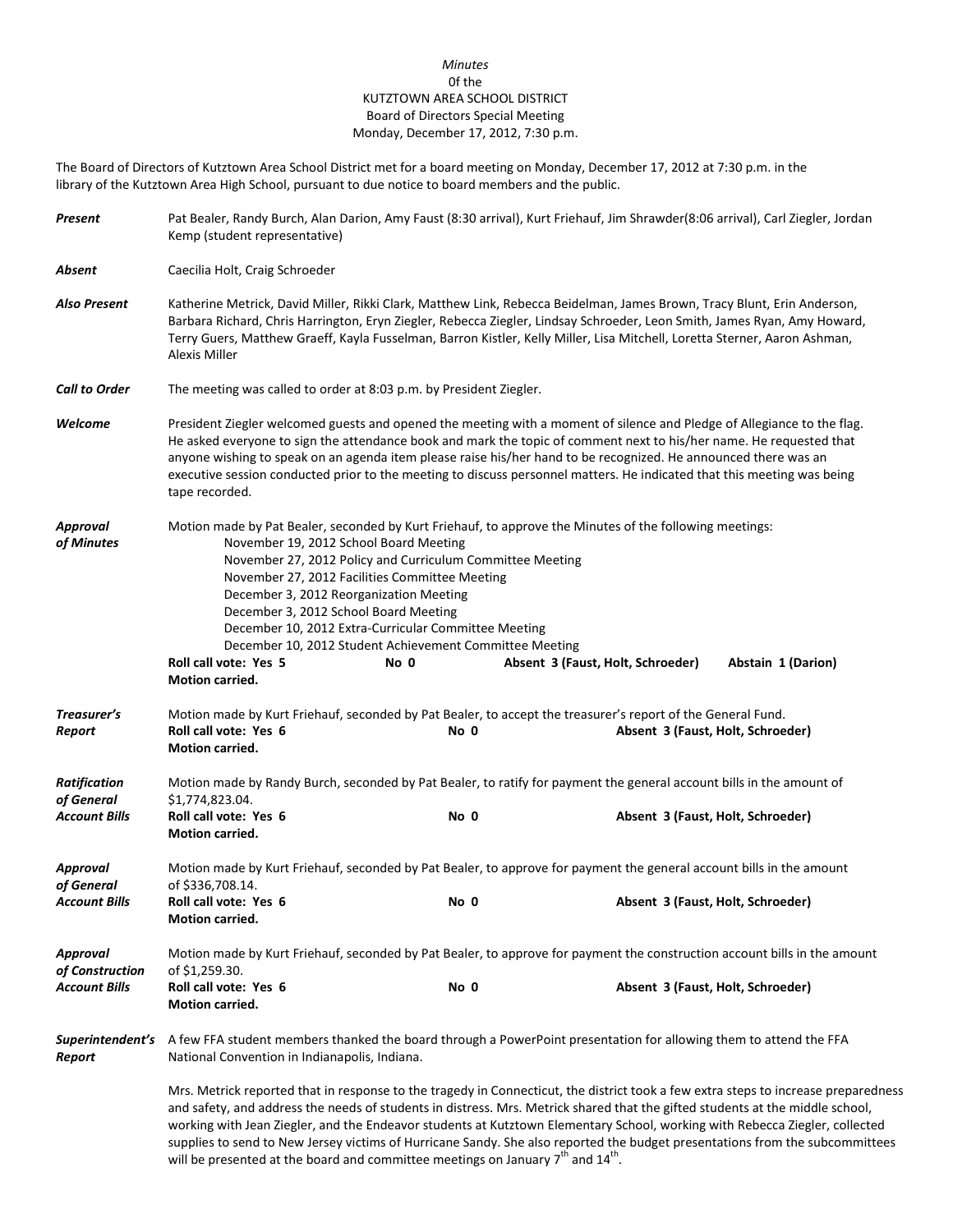*Minutes*
0f the
KUTZTOWN AREA SCHOOL DISTRICT
Board of Directors Special Meeting
Monday, December 17, 2012, 7:30 p.m.

The Board of Directors of Kutztown Area School District met for a board meeting on Monday, December 17, 2012 at 7:30 p.m. in the library of the Kutztown Area High School, pursuant to due notice to board members and the public.

***Present*** Pat Bealer, Randy Burch, Alan Darion, Amy Faust (8:30 arrival), Kurt Friehauf, Jim Shrawder(8:06 arrival), Carl Ziegler, Jordan Kemp (student representative)

***Absent*** Caecilia Holt, Craig Schroeder

***Also Present*** Katherine Metrick, David Miller, Rikki Clark, Matthew Link, Rebecca Beidelman, James Brown, Tracy Blunt, Erin Anderson, Barbara Richard, Chris Harrington, Eryn Ziegler, Rebecca Ziegler, Lindsay Schroeder, Leon Smith, James Ryan, Amy Howard, Terry Guers, Matthew Graeff, Kayla Fusselman, Barron Kistler, Kelly Miller, Lisa Mitchell, Loretta Sterner, Aaron Ashman, Alexis Miller

***Call to Order*** The meeting was called to order at 8:03 p.m. by President Ziegler.

***Welcome*** President Ziegler welcomed guests and opened the meeting with a moment of silence and Pledge of Allegiance to the flag. He asked everyone to sign the attendance book and mark the topic of comment next to his/her name. He requested that anyone wishing to speak on an agenda item please raise his/her hand to be recognized. He announced there was an executive session conducted prior to the meeting to discuss personnel matters. He indicated that this meeting was being tape recorded.

***Approval of Minutes*** Motion made by Pat Bealer, seconded by Kurt Friehauf, to approve the Minutes of the following meetings:

- November 19, 2012 School Board Meeting
- November 27, 2012 Policy and Curriculum Committee Meeting
- November 27, 2012 Facilities Committee Meeting
- December 3, 2012 Reorganization Meeting
- December 3, 2012 School Board Meeting
- December 10, 2012 Extra-Curricular Committee Meeting
- December 10, 2012 Student Achievement Committee Meeting

**Roll call vote: Yes 5 No 0 Absent 3 (Faust, Holt, Schroeder) Abstain 1 (Darion)**
**Motion carried.**

***Treasurer's Report*** Motion made by Kurt Friehauf, seconded by Pat Bealer, to accept the treasurer's report of the General Fund.
**Roll call vote: Yes 6 No 0 Absent 3 (Faust, Holt, Schroeder)**
**Motion carried.**

***Ratification of General Account Bills*** Motion made by Randy Burch, seconded by Pat Bealer, to ratify for payment the general account bills in the amount of $1,774,823.04.
**Roll call vote: Yes 6 No 0 Absent 3 (Faust, Holt, Schroeder)**
**Motion carried.**

***Approval of General Account Bills*** Motion made by Kurt Friehauf, seconded by Pat Bealer, to approve for payment the general account bills in the amount of $336,708.14.
**Roll call vote: Yes 6 No 0 Absent 3 (Faust, Holt, Schroeder)**
**Motion carried.**

***Approval of Construction Account Bills*** Motion made by Kurt Friehauf, seconded by Pat Bealer, to approve for payment the construction account bills in the amount of $1,259.30.
**Roll call vote: Yes 6 No 0 Absent 3 (Faust, Holt, Schroeder)**
**Motion carried.**

***Superintendent's Report*** A few FFA student members thanked the board through a PowerPoint presentation for allowing them to attend the FFA National Convention in Indianapolis, Indiana.

Mrs. Metrick reported that in response to the tragedy in Connecticut, the district took a few extra steps to increase preparedness and safety, and address the needs of students in distress. Mrs. Metrick shared that the gifted students at the middle school, working with Jean Ziegler, and the Endeavor students at Kutztown Elementary School, working with Rebecca Ziegler, collected supplies to send to New Jersey victims of Hurricane Sandy. She also reported the budget presentations from the subcommittees will be presented at the board and committee meetings on January 7th and 14th.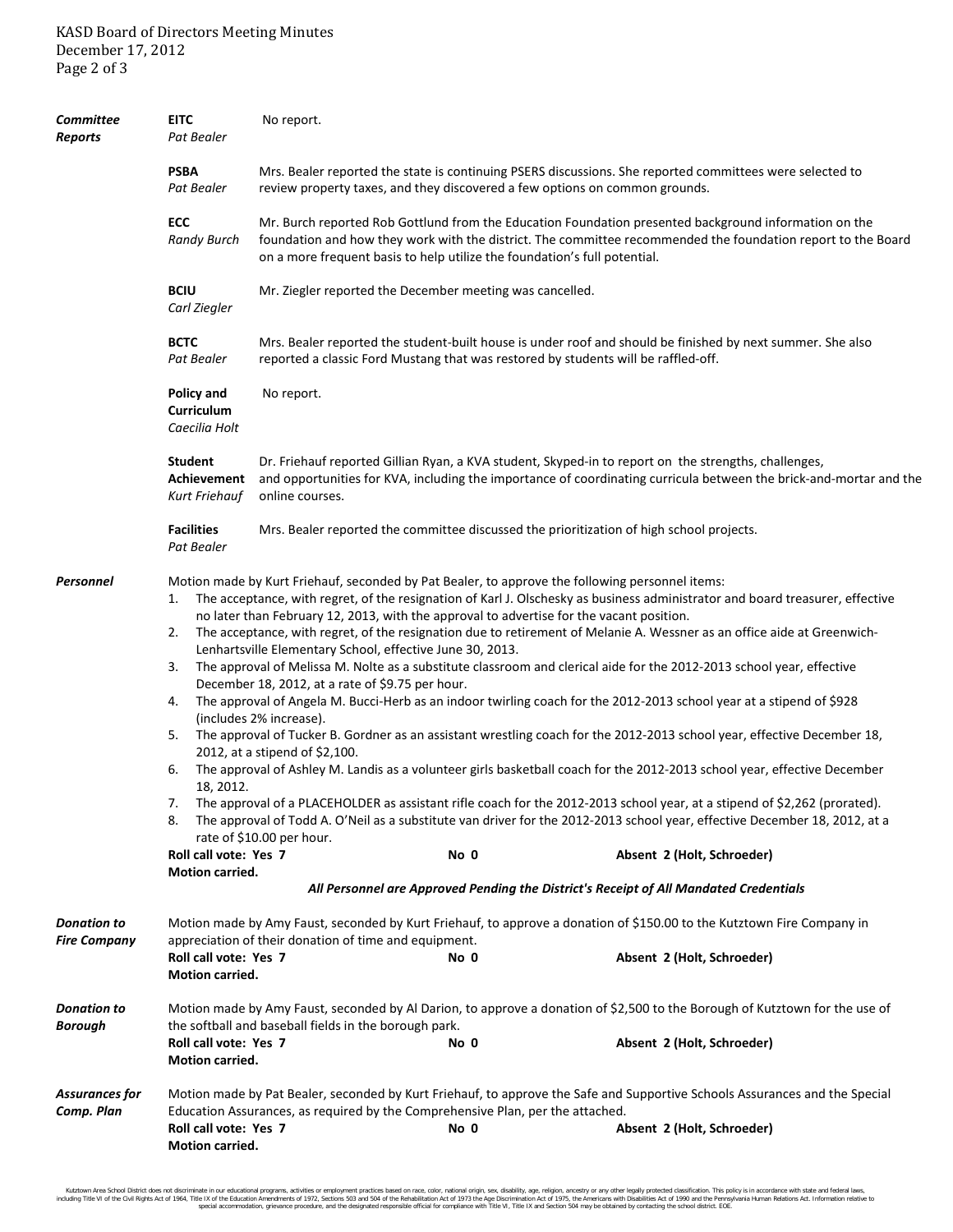***Committee Reports***

**EITC**
*Pat Bealer*

No report.

**PSBA**
*Pat Bealer*

Mrs. Bealer reported the state is continuing PSERS discussions. She reported committees were selected to review property taxes, and they discovered a few options on common grounds.

**ECC**
*Randy Burch*

Mr. Burch reported Rob Gottlund from the Education Foundation presented background information on the foundation and how they work with the district. The committee recommended the foundation report to the Board on a more frequent basis to help utilize the foundation's full potential.

**BCIU**
*Carl Ziegler*

Mr. Ziegler reported the December meeting was cancelled.

**BCTC**
*Pat Bealer*

Mrs. Bealer reported the student-built house is under roof and should be finished by next summer. She also reported a classic Ford Mustang that was restored by students will be raffled-off.

**Policy and Curriculum**
*Caecilia Holt*

No report.

**Student Achievement**
*Kurt Friehauf*

Dr. Friehauf reported Gillian Ryan, a KVA student, Skyped-in to report on the strengths, challenges, and opportunities for KVA, including the importance of coordinating curricula between the brick-and-mortar and the online courses.

**Facilities**
*Pat Bealer*

Mrs. Bealer reported the committee discussed the prioritization of high school projects.

***Personnel***

Motion made by Kurt Friehauf, seconded by Pat Bealer, to approve the following personnel items:

1. The acceptance, with regret, of the resignation of Karl J. Olschesky as business administrator and board treasurer, effective no later than February 12, 2013, with the approval to advertise for the vacant position.
2. The acceptance, with regret, of the resignation due to retirement of Melanie A. Wessner as an office aide at Greenwich-Lenhartsville Elementary School, effective June 30, 2013.
3. The approval of Melissa M. Nolte as a substitute classroom and clerical aide for the 2012-2013 school year, effective December 18, 2012, at a rate of $9.75 per hour.
4. The approval of Angela M. Bucci-Herb as an indoor twirling coach for the 2012-2013 school year at a stipend of $928 (includes 2% increase).
5. The approval of Tucker B. Gordner as an assistant wrestling coach for the 2012-2013 school year, effective December 18, 2012, at a stipend of $2,100.
6. The approval of Ashley M. Landis as a volunteer girls basketball coach for the 2012-2013 school year, effective December 18, 2012.
7. The approval of a PLACEHOLDER as assistant rifle coach for the 2012-2013 school year, at a stipend of $2,262 (prorated).
8. The approval of Todd A. O'Neil as a substitute van driver for the 2012-2013 school year, effective December 18, 2012, at a rate of $10.00 per hour.

**Roll call vote: Yes 7** **No 0** **Absent 2 (Holt, Schroeder)**
**Motion carried.**

***All Personnel are Approved Pending the District's Receipt of All Mandated Credentials***

***Donation to Fire Company***

Motion made by Amy Faust, seconded by Kurt Friehauf, to approve a donation of $150.00 to the Kutztown Fire Company in appreciation of their donation of time and equipment.

**Roll call vote: Yes 7** **No 0** **Absent 2 (Holt, Schroeder)**
**Motion carried.**

***Donation to Borough***

Motion made by Amy Faust, seconded by Al Darion, to approve a donation of $2,500 to the Borough of Kutztown for the use of the softball and baseball fields in the borough park.

**Roll call vote: Yes 7** **No 0** **Absent 2 (Holt, Schroeder)**
**Motion carried.**

***Assurances for Comp. Plan***

Motion made by Pat Bealer, seconded by Kurt Friehauf, to approve the Safe and Supportive Schools Assurances and the Special Education Assurances, as required by the Comprehensive Plan, per the attached.

**Roll call vote: Yes 7** **No 0** **Absent 2 (Holt, Schroeder)**
**Motion carried.**

Kutztown Area School District does not discriminate in our educational programs, activities or employment practices based on race, color, national origin, sex, disability, age, religion, ancestry or any other legally protected classification. This policy is in accordance with state and federal laws, including Title VI of the Civil Rights Act of 1964, Title IX of the Education Amendments of 1972, Sections 503 and 504 of the Rehabilitation Act of 1973 the Age Discrimination Act of 1975, the Americans with Disabilities Act of 1990 and the Pennsylvania Human Relations Act. Information relative to special accommodation, grievance procedure, and the designated responsible official for compliance with Title VI, Title IX and Section 504 may be obtained by contacting the school district. EOE.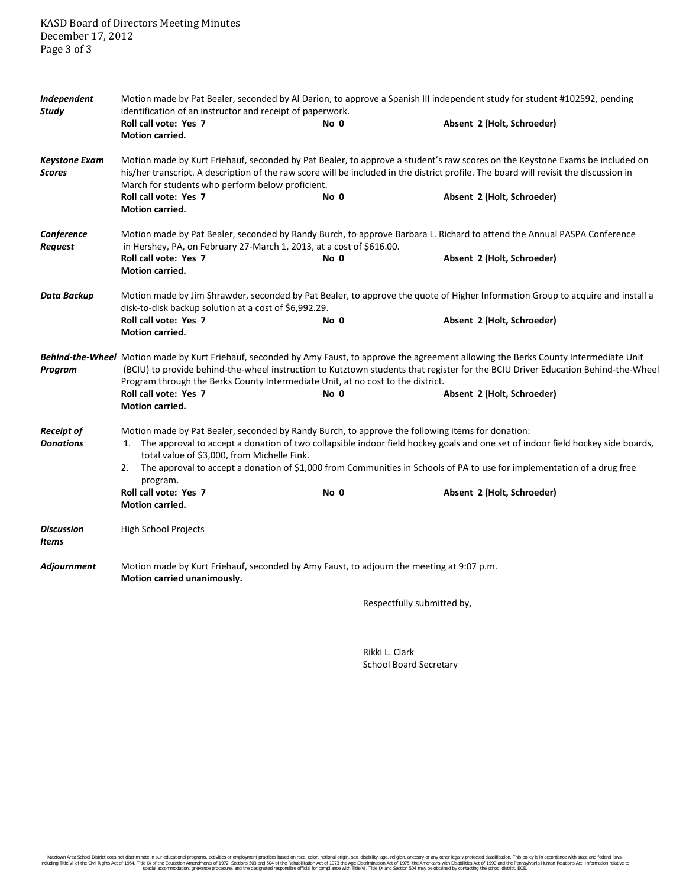***Independent Study***

Motion made by Pat Bealer, seconded by Al Darion, to approve a Spanish III independent study for student #102592, pending identification of an instructor and receipt of paperwork.

**Roll call vote: Yes 7** **No 0** **Absent 2 (Holt, Schroeder)**
**Motion carried.**

***Keystone Exam Scores***

Motion made by Kurt Friehauf, seconded by Pat Bealer, to approve a student's raw scores on the Keystone Exams be included on his/her transcript. A description of the raw score will be included in the district profile. The board will revisit the discussion in March for students who perform below proficient.

**Roll call vote: Yes 7** **No 0** **Absent 2 (Holt, Schroeder)**
**Motion carried.**

***Conference Request***

Motion made by Pat Bealer, seconded by Randy Burch, to approve Barbara L. Richard to attend the Annual PASPA Conference in Hershey, PA, on February 27-March 1, 2013, at a cost of $616.00.

**Roll call vote: Yes 7** **No 0** **Absent 2 (Holt, Schroeder)**
**Motion carried.**

***Data Backup***

Motion made by Jim Shrawder, seconded by Pat Bealer, to approve the quote of Higher Information Group to acquire and install a disk-to-disk backup solution at a cost of $6,992.29.

**Roll call vote: Yes 7** **No 0** **Absent 2 (Holt, Schroeder)**
**Motion carried.**

***Behind-the-Wheel Program***

Motion made by Kurt Friehauf, seconded by Amy Faust, to approve the agreement allowing the Berks County Intermediate Unit (BCIU) to provide behind-the-wheel instruction to Kutztown students that register for the BCIU Driver Education Behind-the-Wheel Program through the Berks County Intermediate Unit, at no cost to the district.

**Roll call vote: Yes 7** **No 0** **Absent 2 (Holt, Schroeder)**
**Motion carried.**

***Receipt of Donations***

Motion made by Pat Bealer, seconded by Randy Burch, to approve the following items for donation:

1. The approval to accept a donation of two collapsible indoor field hockey goals and one set of indoor field hockey side boards, total value of $3,000, from Michelle Fink.
2. The approval to accept a donation of $1,000 from Communities in Schools of PA to use for implementation of a drug free program.

**Roll call vote: Yes 7** **No 0** **Absent 2 (Holt, Schroeder)**
**Motion carried.**

***Discussion Items***

High School Projects

***Adjournment***

Motion made by Kurt Friehauf, seconded by Amy Faust, to adjourn the meeting at 9:07 p.m.
**Motion carried unanimously.**

Respectfully submitted by,

Rikki L. Clark
School Board Secretary

Kutztown Area School District does not discriminate in our educational programs, activities or employment practices based on race, color, national origin, sex, disability, age, religion, ancestry or any other legally protected classification. This policy is in accordance with state and federal laws, including Title VI of the Civil Rights Act of 1964, Title IX of the Education Amendments of 1972, Sections 503 and 504 of the Rehabilitation Act of 1973 the Age Discrimination Act of 1975, the Americans with Disabilities Act of 1990 and the Pennsylvania Human Relations Act. Information relative to special accommodation, grievance procedure, and the designated responsible official for compliance with Title VI, Title IX and Section 504 may be obtained by contacting the school district. EOE.